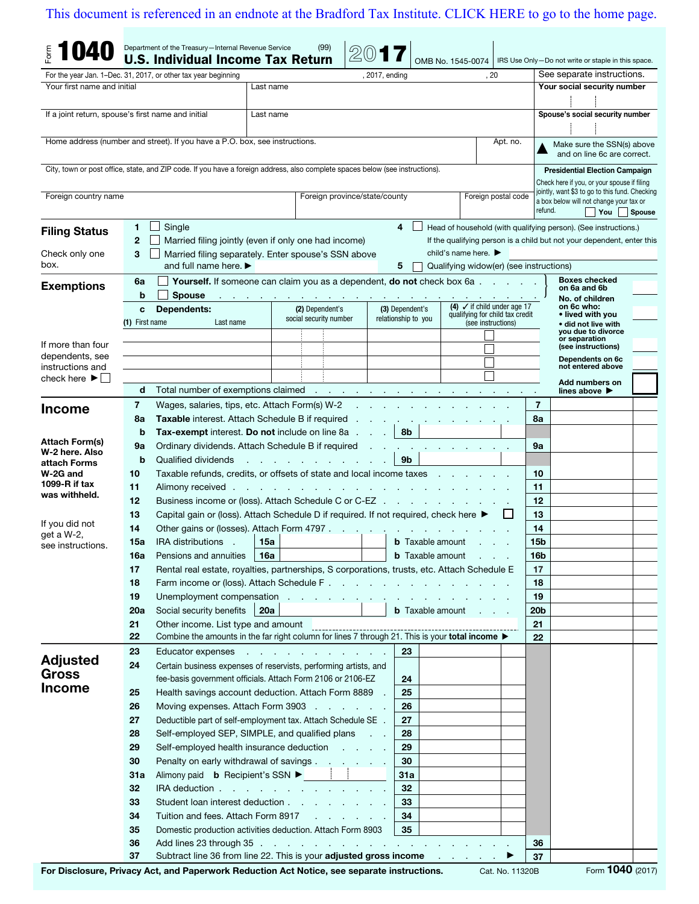This document is referenced in an endnote at the Bradford Tax Institute. CLICK HERE to go to the home page.

# Form 1040 — U.S. Individual Income Tax Return 2017

Department of the Treasury—Internal Revenue Service (99)

OMB No. 1545-0074 | IRS Use Only—Do not write or staple in this space.

For the year Jan. 1–Dec. 31, 2017, or other tax year beginning , 2017, ending , 20 | See separate instructions.

| Your first name and initial | Last name | Your social security number |
|---|---|---|
| If a joint return, spouse's first name and initial | Last name | Spouse's social security number |
| Home address (number and street). If you have a P.O. box, see instructions. | Apt. no. | ▲ Make sure the SSN(s) above and on line 6c are correct. |
| City, town or post office, state, and ZIP code. If you have a foreign address, also complete spaces below (see instructions). | | **Presidential Election Campaign** Check here if you, or your spouse if filing jointly, want $3 to go to this fund. Checking a box below will not change your tax or refund. ☐ You ☐ Spouse |
| Foreign country name | Foreign province/state/county | Foreign postal code |

## Filing Status

Check only one box.

1. ☐ Single
2. ☐ Married filing jointly (even if only one had income)
3. ☐ Married filing separately. Enter spouse's SSN above and full name here. ▶
4. ☐ Head of household (with qualifying person). (See instructions.) If the qualifying person is a child but not your dependent, enter this child's name here. ▶
5. ☐ Qualifying widow(er) (see instructions)

## Exemptions

- **6a** ☐ **Yourself.** If someone can claim you as a dependent, **do not** check box 6a
- **b** ☐ **Spouse**
- **c Dependents:**

| (1) First name Last name | (2) Dependent's social security number | (3) Dependent's relationship to you | (4) ✓ if child under age 17 qualifying for child tax credit (see instructions) |
|---|---|---|---|
| | | | ☐ |
| | | | ☐ |
| | | | ☐ |
| | | | ☐ |

If more than four dependents, see instructions and check here ▶ ☐

- **d** Total number of exemptions claimed

Boxes checked on 6a and 6b  
No. of children on 6c who:  
• lived with you  
• did not live with you due to divorce or separation (see instructions)  
Dependents on 6c not entered above  
Add numbers on lines above ▶

## Income

Attach Form(s) W-2 here. Also attach Forms W-2G and 1099-R if tax was withheld.

If you did not get a W-2, see instructions.

| Line | Description | | Amount |
|---|---|---|---|
| 7 | Wages, salaries, tips, etc. Attach Form(s) W-2 | | 7 |
| 8a | **Taxable** interest. Attach Schedule B if required | | 8a |
| b | **Tax-exempt** interest. **Do not** include on line 8a | 8b | |
| 9a | Ordinary dividends. Attach Schedule B if required | | 9a |
| b | Qualified dividends | 9b | |
| 10 | Taxable refunds, credits, or offsets of state and local income taxes | | 10 |
| 11 | Alimony received | | 11 |
| 12 | Business income or (loss). Attach Schedule C or C-EZ | | 12 |
| 13 | Capital gain or (loss). Attach Schedule D if required. If not required, check here ▶ ☐ | | 13 |
| 14 | Other gains or (losses). Attach Form 4797 | | 14 |
| 15a | IRA distributions | 15a | **b** Taxable amount 15b |
| 16a | Pensions and annuities | 16a | **b** Taxable amount 16b |
| 17 | Rental real estate, royalties, partnerships, S corporations, trusts, etc. Attach Schedule E | | 17 |
| 18 | Farm income or (loss). Attach Schedule F | | 18 |
| 19 | Unemployment compensation | | 19 |
| 20a | Social security benefits | 20a | **b** Taxable amount 20b |
| 21 | Other income. List type and amount | | 21 |
| 22 | Combine the amounts in the far right column for lines 7 through 21. This is your **total income** ▶ | | 22 |

## Adjusted Gross Income

| Line | Description | | Amount |
|---|---|---|---|
| 23 | Educator expenses | 23 | |
| 24 | Certain business expenses of reservists, performing artists, and fee-basis government officials. Attach Form 2106 or 2106-EZ | 24 | |
| 25 | Health savings account deduction. Attach Form 8889 | 25 | |
| 26 | Moving expenses. Attach Form 3903 | 26 | |
| 27 | Deductible part of self-employment tax. Attach Schedule SE | 27 | |
| 28 | Self-employed SEP, SIMPLE, and qualified plans | 28 | |
| 29 | Self-employed health insurance deduction | 29 | |
| 30 | Penalty on early withdrawal of savings | 30 | |
| 31a | Alimony paid **b** Recipient's SSN ▶ | 31a | |
| 32 | IRA deduction | 32 | |
| 33 | Student loan interest deduction | 33 | |
| 34 | Tuition and fees. Attach Form 8917 | 34 | |
| 35 | Domestic production activities deduction. Attach Form 8903 | 35 | |
| 36 | Add lines 23 through 35 | | 36 |
| 37 | Subtract line 36 from line 22. This is your **adjusted gross income** ▶ | | 37 |

**For Disclosure, Privacy Act, and Paperwork Reduction Act Notice, see separate instructions.** Cat. No. 11320B Form **1040** (2017)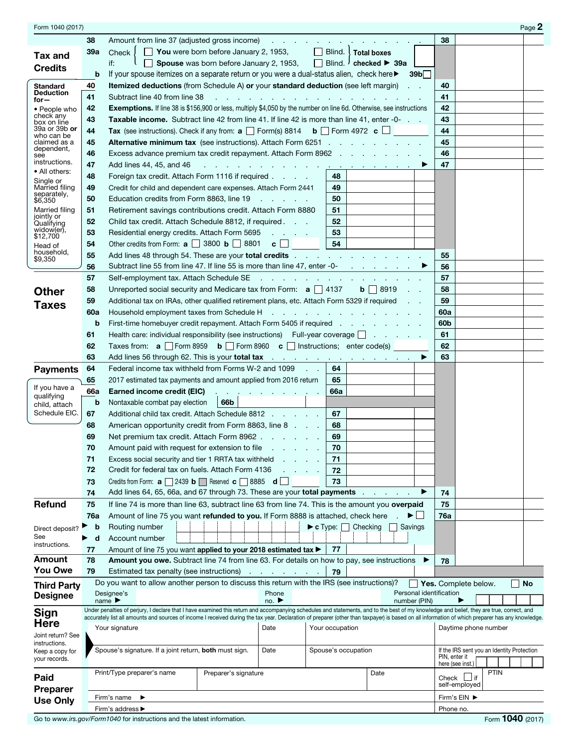Form 1040 (2017) Page **2**

## Tax and Credits

| | | | | |
|---|---|---|---|---|
| 38 | Amount from line 37 (adjusted gross income) | | | 38 |
| 39a | Check if: ☐ **You** were born before January 2, 1953, ☐ Blind. ☐ **Spouse** was born before January 2, 1953, ☐ Blind. **Total boxes checked ▶ 39a** | | | |
| b | If your spouse itemizes on a separate return or you were a dual-status alien, check here▶ 39b☐ | | | |
| 40 | **Itemized deductions** (from Schedule A) **or** your **standard deduction** (see left margin) | | | 40 |
| 41 | Subtract line 40 from line 38 | | | 41 |
| 42 | **Exemptions.** If line 38 is $156,900 or less, multiply $4,050 by the number on line 6d. Otherwise, see instructions | | | 42 |
| 43 | **Taxable income.** Subtract line 42 from line 41. If line 42 is more than line 41, enter -0- | | | 43 |
| 44 | **Tax** (see instructions). Check if any from: **a** ☐ Form(s) 8814 **b** ☐ Form 4972 **c** ☐ | | | 44 |
| 45 | **Alternative minimum tax** (see instructions). Attach Form 6251 | | | 45 |
| 46 | Excess advance premium tax credit repayment. Attach Form 8962 | | | 46 |
| 47 | Add lines 44, 45, and 46 ▶ | | | 47 |
| 48 | Foreign tax credit. Attach Form 1116 if required | 48 | | |
| 49 | Credit for child and dependent care expenses. Attach Form 2441 | 49 | | |
| 50 | Education credits from Form 8863, line 19 | 50 | | |
| 51 | Retirement savings contributions credit. Attach Form 8880 | 51 | | |
| 52 | Child tax credit. Attach Schedule 8812, if required | 52 | | |
| 53 | Residential energy credits. Attach Form 5695 | 53 | | |
| 54 | Other credits from Form: **a** ☐ 3800 **b** ☐ 8801 **c** ☐ | 54 | | |
| 55 | Add lines 48 through 54. These are your **total credits** | | | 55 |
| 56 | Subtract line 55 from line 47. If line 55 is more than line 47, enter -0- ▶ | | | 56 |

**Standard Deduction for—**
- People who check any box on line 39a or 39b **or** who can be claimed as a dependent, see instructions.
- All others:

Single or Married filing separately, $6,350

Married filing jointly or Qualifying widow(er), $12,700

Head of household, $9,350

## Other Taxes

| | | |
|---|---|---|
| 57 | Self-employment tax. Attach Schedule SE | 57 |
| 58 | Unreported social security and Medicare tax from Form: **a** ☐ 4137 **b** ☐ 8919 | 58 |
| 59 | Additional tax on IRAs, other qualified retirement plans, etc. Attach Form 5329 if required | 59 |
| 60a | Household employment taxes from Schedule H | 60a |
| b | First-time homebuyer credit repayment. Attach Form 5405 if required | 60b |
| 61 | Health care: individual responsibility (see instructions) Full-year coverage ☐ | 61 |
| 62 | Taxes from: **a** ☐ Form 8959 **b** ☐ Form 8960 **c** ☐ Instructions; enter code(s) | 62 |
| 63 | Add lines 56 through 62. This is your **total tax** ▶ | 63 |

## Payments

If you have a qualifying child, attach Schedule EIC.

| | | | | |
|---|---|---|---|---|
| 64 | Federal income tax withheld from Forms W-2 and 1099 | 64 | | |
| 65 | 2017 estimated tax payments and amount applied from 2016 return | 65 | | |
| 66a | **Earned income credit (EIC)** | 66a | | |
| b | Nontaxable combat pay election 66b | | | |
| 67 | Additional child tax credit. Attach Schedule 8812 | 67 | | |
| 68 | American opportunity credit from Form 8863, line 8 | 68 | | |
| 69 | Net premium tax credit. Attach Form 8962 | 69 | | |
| 70 | Amount paid with request for extension to file | 70 | | |
| 71 | Excess social security and tier 1 RRTA tax withheld | 71 | | |
| 72 | Credit for federal tax on fuels. Attach Form 4136 | 72 | | |
| 73 | Credits from Form: **a** ☐ 2439 **b** ☐ Reserved **c** ☐ 8885 **d** ☐ | 73 | | |
| 74 | Add lines 64, 65, 66a, and 67 through 73. These are your **total payments** ▶ | | | 74 |

## Refund

| | | | |
|---|---|---|---|
| 75 | If line 74 is more than line 63, subtract line 63 from line 74. This is the amount you **overpaid** | | 75 |
| 76a | Amount of line 75 you want **refunded to you.** If Form 8888 is attached, check here ▶☐ | | 76a |
| ▶ b | Routing number ▶ **c** Type: ☐ Checking ☐ Savings | | |
| ▶ d | Account number | | |
| 77 | Amount of line 75 you want **applied to your 2018 estimated tax** ▶ | 77 | |

Direct deposit? See instructions.

## Amount You Owe

| | | | |
|---|---|---|---|
| 78 | **Amount you owe.** Subtract line 74 from line 63. For details on how to pay, see instructions ▶ | | 78 |
| 79 | Estimated tax penalty (see instructions) | 79 | |

## Third Party Designee

Do you want to allow another person to discuss this return with the IRS (see instructions)? ☐ **Yes.** Complete below. ☐ **No**

Designee's name ▶ Phone no. ▶ Personal identification number (PIN) ▶

## Sign Here

Under penalties of perjury, I declare that I have examined this return and accompanying schedules and statements, and to the best of my knowledge and belief, they are true, correct, and accurately list all amounts and sources of income I received during the tax year. Declaration of preparer (other than taxpayer) is based on all information of which preparer has any knowledge.

Joint return? See instructions. Keep a copy for your records.

| Your signature | Date | Your occupation | Daytime phone number |
|---|---|---|---|
| Spouse's signature. If a joint return, **both** must sign. | Date | Spouse's occupation | If the IRS sent you an Identity Protection PIN, enter it here (see inst.) |

## Paid Preparer Use Only

| Print/Type preparer's name | Preparer's signature | Date | Check ☐ if self-employed | PTIN |
|---|---|---|---|---|
| Firm's name ▶ | | | Firm's EIN ▶ | |
| Firm's address ▶ | | | Phone no. | |

Go to *www.irs.gov/Form1040* for instructions and the latest information. Form **1040** (2017)